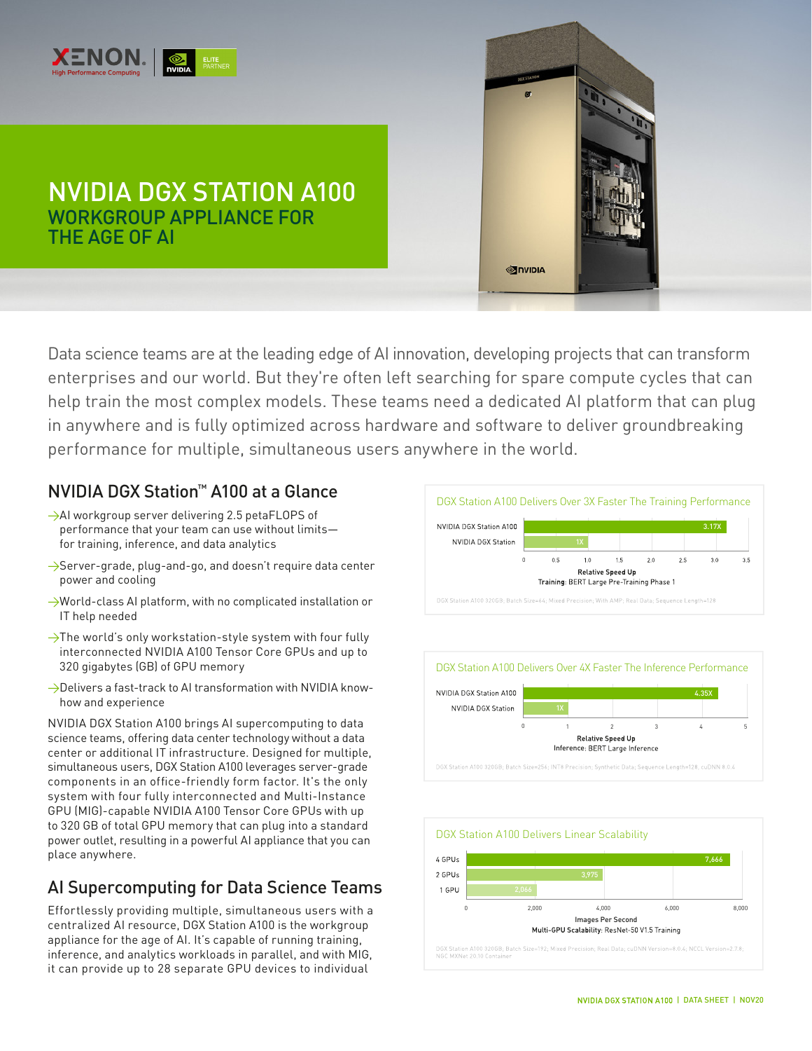# NVIDIA DGX STATION A100

## WORKGROUP APPLIANCE FOR THE AGE OF AI

Data science teams are at the leading edge of AI innovation, developing projects that can transform enterprises and our world. But they're often left searching for spare compute cycles that can help train the most complex models. These teams need a dedicated AI platform that can plug in anywhere and is fully optimized across hardware and software to deliver groundbreaking performance for multiple, simultaneous users anywhere in the world.

## NVIDIA DGX Station™ A100 at a Glance

- AI workgroup server delivering 2.5 petaFLOPS of performance that your team can use without limits—for training, inference, and data analytics
- Server-grade, plug-and-go, and doesn't require data center power and cooling
- World-class AI platform, with no complicated installation or IT help needed
- The world's only workstation-style system with four fully interconnected NVIDIA A100 Tensor Core GPUs and up to 320 gigabytes (GB) of GPU memory
- Delivers a fast-track to AI transformation with NVIDIA know-how and experience

NVIDIA DGX Station A100 brings AI supercomputing to data science teams, offering data center technology without a data center or additional IT infrastructure. Designed for multiple, simultaneous users, DGX Station A100 leverages server-grade components in an office-friendly form factor. It's the only system with four fully interconnected and Multi-Instance GPU (MIG)-capable NVIDIA A100 Tensor Core GPUs with up to 320 GB of total GPU memory that can plug into a standard power outlet, resulting in a powerful AI appliance that you can place anywhere.

## AI Supercomputing for Data Science Teams

Effortlessly providing multiple, simultaneous users with a centralized AI resource, DGX Station A100 is the workgroup appliance for the age of AI. It's capable of running training, inference, and analytics workloads in parallel, and with MIG, it can provide up to 28 separate GPU devices to individual

### DGX Station A100 Delivers Over 3X Faster The Training Performance

| System | Relative Speed Up |
|---|---|
| NVIDIA DGX Station A100 | 3.17X |
| NVIDIA DGX Station | 1X |

Relative Speed Up
**Training:** BERT Large Pre-Training Phase 1

DGX Station A100 320GB; Batch Size=64; Mixed Precision; With AMP; Real Data; Sequence Length=128

### DGX Station A100 Delivers Over 4X Faster The Inference Performance

| System | Relative Speed Up |
|---|---|
| NVIDIA DGX Station A100 | 4.35X |
| NVIDIA DGX Station | 1X |

Relative Speed Up
**Inference:** BERT Large Inference

DGX Station A100 320GB; Batch Size=256; INT8 Precision; Synthetic Data; Sequence Length=128, cuDNN 8.0.4

### DGX Station A100 Delivers Linear Scalability

| GPUs | Images Per Second |
|---|---|
| 4 GPUs | 7,666 |
| 2 GPUs | 3,975 |
| 1 GPU | 2,066 |

Images Per Second
**Multi-GPU Scalability:** ResNet-50 V1.5 Training

DGX Station A100 320GB; Batch Size=192; Mixed Precision; Real Data; cuDNN Version=8.0.4; NCCL Version=2.7.8; NGC MXNet 20.10 Container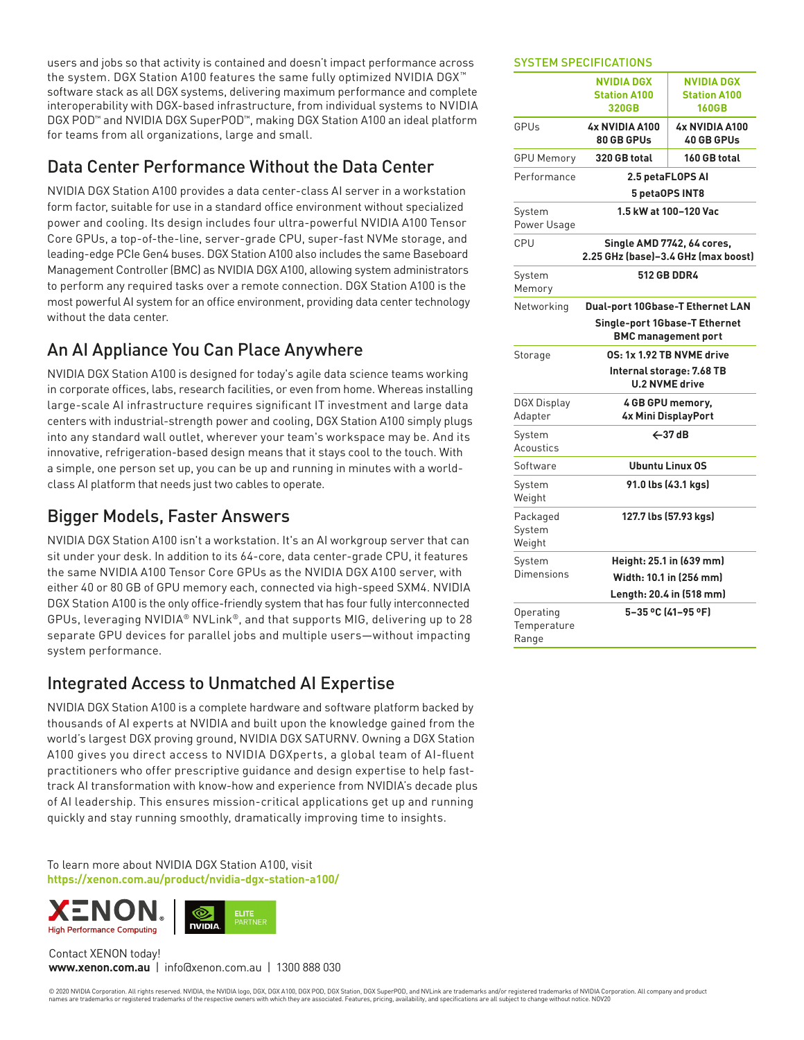users and jobs so that activity is contained and doesn't impact performance across the system. DGX Station A100 features the same fully optimized NVIDIA DGX™ software stack as all DGX systems, delivering maximum performance and complete interoperability with DGX-based infrastructure, from individual systems to NVIDIA DGX POD™ and NVIDIA DGX SuperPOD™, making DGX Station A100 an ideal platform for teams from all organizations, large and small.

## Data Center Performance Without the Data Center

NVIDIA DGX Station A100 provides a data center-class AI server in a workstation form factor, suitable for use in a standard office environment without specialized power and cooling. Its design includes four ultra-powerful NVIDIA A100 Tensor Core GPUs, a top-of-the-line, server-grade CPU, super-fast NVMe storage, and leading-edge PCIe Gen4 buses. DGX Station A100 also includes the same Baseboard Management Controller (BMC) as NVIDIA DGX A100, allowing system administrators to perform any required tasks over a remote connection. DGX Station A100 is the most powerful AI system for an office environment, providing data center technology without the data center.

## An AI Appliance You Can Place Anywhere

NVIDIA DGX Station A100 is designed for today's agile data science teams working in corporate offices, labs, research facilities, or even from home. Whereas installing large-scale AI infrastructure requires significant IT investment and large data centers with industrial-strength power and cooling, DGX Station A100 simply plugs into any standard wall outlet, wherever your team's workspace may be. And its innovative, refrigeration-based design means that it stays cool to the touch. With a simple, one person set up, you can be up and running in minutes with a world-class AI platform that needs just two cables to operate.

## Bigger Models, Faster Answers

NVIDIA DGX Station A100 isn't a workstation. It's an AI workgroup server that can sit under your desk. In addition to its 64-core, data center-grade CPU, it features the same NVIDIA A100 Tensor Core GPUs as the NVIDIA DGX A100 server, with either 40 or 80 GB of GPU memory each, connected via high-speed SXM4. NVIDIA DGX Station A100 is the only office-friendly system that has four fully interconnected GPUs, leveraging NVIDIA® NVLink®, and that supports MIG, delivering up to 28 separate GPU devices for parallel jobs and multiple users—without impacting system performance.

## Integrated Access to Unmatched AI Expertise

NVIDIA DGX Station A100 is a complete hardware and software platform backed by thousands of AI experts at NVIDIA and built upon the knowledge gained from the world's largest DGX proving ground, NVIDIA DGX SATURNV. Owning a DGX Station A100 gives you direct access to NVIDIA DGXperts, a global team of AI-fluent practitioners who offer prescriptive guidance and design expertise to help fast-track AI transformation with know-how and experience from NVIDIA's decade plus of AI leadership. This ensures mission-critical applications get up and running quickly and stay running smoothly, dramatically improving time to insights.

To learn more about NVIDIA DGX Station A100, visit
**https://xenon.com.au/product/nvidia-dgx-station-a100/**

XENON High Performance Computing | NVIDIA ELITE PARTNER

Contact XENON today!
**www.xenon.com.au** | info@xenon.com.au | 1300 888 030

## SYSTEM SPECIFICATIONS

| | NVIDIA DGX Station A100 320GB | NVIDIA DGX Station A100 160GB |
|---|---|---|
| GPUs | 4x NVIDIA A100 80 GB GPUs | 4x NVIDIA A100 40 GB GPUs |
| GPU Memory | 320 GB total | 160 GB total |
| Performance | 2.5 petaFLOPS AI<br>5 petaOPS INT8 | |
| System Power Usage | 1.5 kW at 100–120 Vac | |
| CPU | Single AMD 7742, 64 cores, 2.25 GHz (base)–3.4 GHz (max boost) | |
| System Memory | 512 GB DDR4 | |
| Networking | Dual-port 10Gbase-T Ethernet LAN<br>Single-port 1Gbase-T Ethernet BMC management port | |
| Storage | OS: 1x 1.92 TB NVME drive<br>Internal storage: 7.68 TB U.2 NVME drive | |
| DGX Display Adapter | 4 GB GPU memory, 4x Mini DisplayPort | |
| System Acoustics | <37 dB | |
| Software | Ubuntu Linux OS | |
| System Weight | 91.0 lbs (43.1 kgs) | |
| Packaged System Weight | 127.7 lbs (57.93 kgs) | |
| System Dimensions | Height: 25.1 in (639 mm)<br>Width: 10.1 in (256 mm)<br>Length: 20.4 in (518 mm) | |
| Operating Temperature Range | 5–35 ºC (41–95 ºF) | |

© 2020 NVIDIA Corporation. All rights reserved. NVIDIA, the NVIDIA logo, DGX, DGX A100, DGX POD, DGX Station, DGX SuperPOD, and NVLink are trademarks and/or registered trademarks of NVIDIA Corporation. All company and product names are trademarks or registered trademarks of the respective owners with which they are associated. Features, pricing, availability, and specifications are all subject to change without notice. NOV20